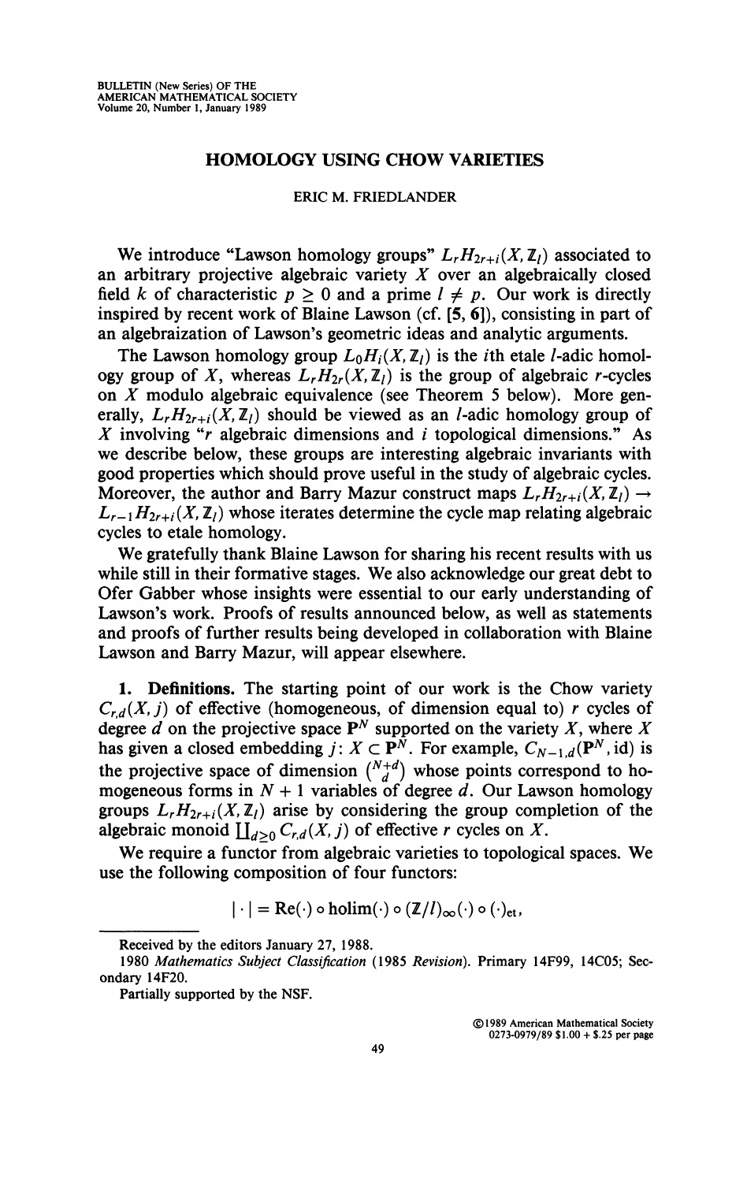# HOMOLOGY USING CHOW VARIETIES

ERIC M. FRIEDLANDER

We introduce "Lawson homology groups" $L_rH_{2r+i}(X, \mathbf{Z}_l)$ associated to an arbitrary projective algebraic variety $X$ over an algebraically closed field $k$ of characteristic $p \geq 0$ and a prime $l \neq p$. Our work is directly inspired by recent work of Blaine Lawson (cf. [5, 6]), consisting in part of an algebraization of Lawson's geometric ideas and analytic arguments.

The Lawson homology group $L_0H_i(X, \mathbf{Z}_l)$ is the $i$th etale $l$-adic homology group of $X$, whereas $L_rH_{2r}(X, \mathbf{Z}_l)$ is the group of algebraic $r$-cycles on $X$ modulo algebraic equivalence (see Theorem 5 below). More generally, $L_rH_{2r+i}(X, \mathbf{Z}_l)$ should be viewed as an $l$-adic homology group of $X$ involving "$r$ algebraic dimensions and $i$ topological dimensions." As we describe below, these groups are interesting algebraic invariants with good properties which should prove useful in the study of algebraic cycles. Moreover, the author and Barry Mazur construct maps $L_rH_{2r+i}(X, \mathbf{Z}_l) \to L_{r-1}H_{2r+i}(X, \mathbf{Z}_l)$ whose iterates determine the cycle map relating algebraic cycles to etale homology.

We gratefully thank Blaine Lawson for sharing his recent results with us while still in their formative stages. We also acknowledge our great debt to Ofer Gabber whose insights were essential to our early understanding of Lawson's work. Proofs of results announced below, as well as statements and proofs of further results being developed in collaboration with Blaine Lawson and Barry Mazur, will appear elsewhere.

**1. Definitions.** The starting point of our work is the Chow variety $C_{r,d}(X, j)$ of effective (homogeneous, of dimension equal to) $r$ cycles of degree $d$ on the projective space $\mathbf{P}^N$ supported on the variety $X$, where $X$ has given a closed embedding $j: X \subset \mathbf{P}^N$. For example, $C_{N-1,d}(\mathbf{P}^N, \mathrm{id})$ is the projective space of dimension $\binom{N+d}{d}$ whose points correspond to homogeneous forms in $N+1$ variables of degree $d$. Our Lawson homology groups $L_rH_{2r+i}(X, \mathbf{Z}_l)$ arise by considering the group completion of the algebraic monoid $\coprod_{d \geq 0} C_{r,d}(X, j)$ of effective $r$ cycles on $X$.

We require a functor from algebraic varieties to topological spaces. We use the following composition of four functors:

$$|\cdot| = \mathrm{Re}(\cdot) \circ \mathrm{holim}(\cdot) \circ (\mathbf{Z}/l)_\infty(\cdot) \circ (\cdot)_{\mathrm{et}},$$

---

Received by the editors January 27, 1988.

1980 *Mathematics Subject Classification* (1985 *Revision*). Primary 14F99, 14C05; Secondary 14F20.

Partially supported by the NSF.

©1989 American Mathematical Society
0273-0979/89 $1.00 + $.25 per page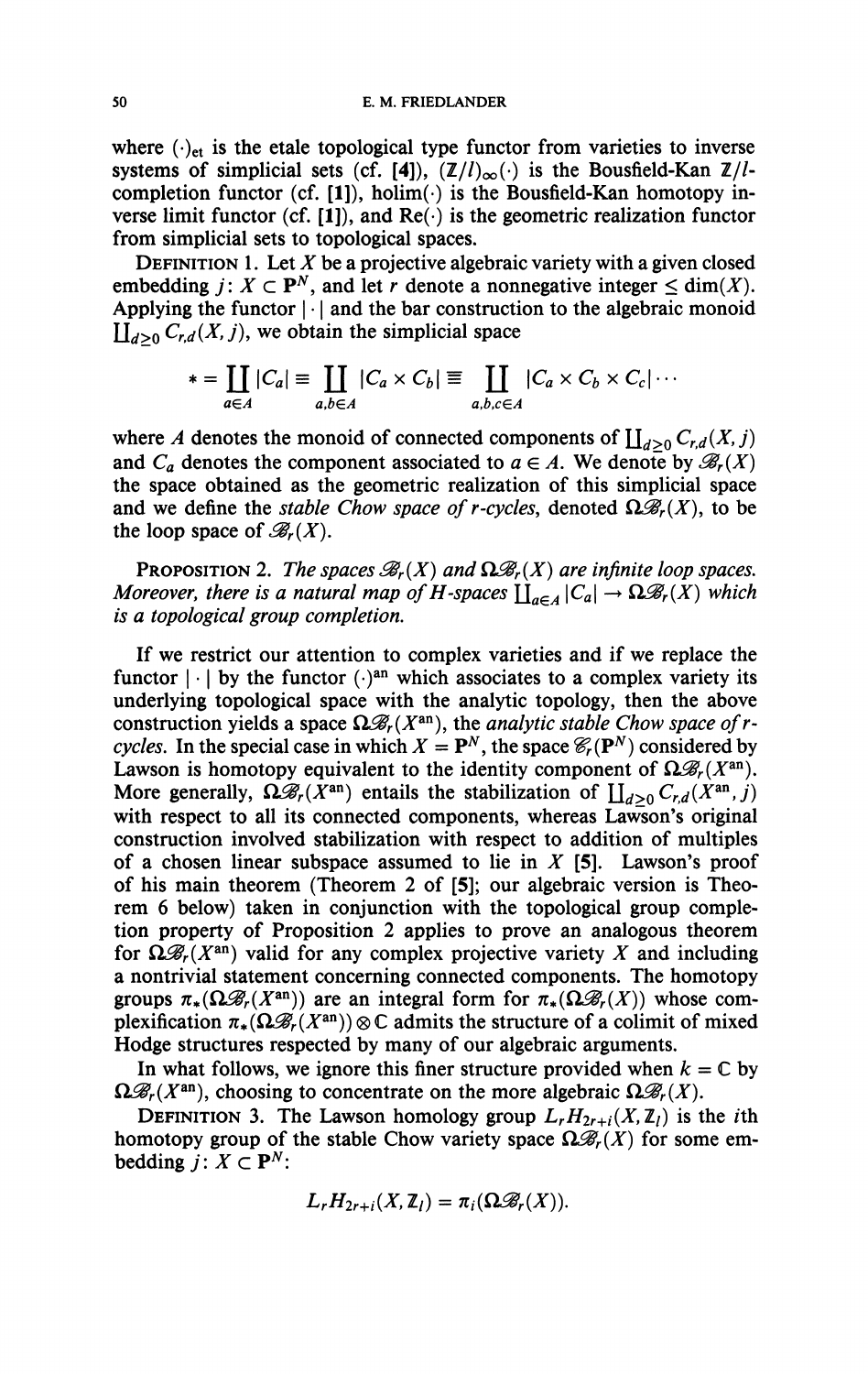where $(\cdot)_{\text{et}}$ is the etale topological type functor from varieties to inverse systems of simplicial sets (cf. [4]), $(\mathbb{Z}/l)_\infty(\cdot)$ is the Bousfield-Kan $\mathbb{Z}/l$-completion functor (cf. [1]), $\text{holim}(\cdot)$ is the Bousfield-Kan homotopy inverse limit functor (cf. [1]), and $\text{Re}(\cdot)$ is the geometric realization functor from simplicial sets to topological spaces.

**Definition 1.** Let $X$ be a projective algebraic variety with a given closed embedding $j\colon X \subset \mathbf{P}^N$, and let $r$ denote a nonnegative integer $\leq \dim(X)$. Applying the functor $|\cdot|$ and the bar construction to the algebraic monoid $\coprod_{d\geq 0} C_{r,d}(X, j)$, we obtain the simplicial space

$$* = \coprod_{a\in A} |C_a| \equiv \coprod_{a,b\in A} |C_a \times C_b| \equiv \coprod_{a,b,c\in A} |C_a \times C_b \times C_c| \cdots$$

where $A$ denotes the monoid of connected components of $\coprod_{d\geq 0} C_{r,d}(X, j)$ and $C_a$ denotes the component associated to $a \in A$. We denote by $\mathscr{B}_r(X)$ the space obtained as the geometric realization of this simplicial space and we define the *stable Chow space of r-cycles*, denoted $\Omega\mathscr{B}_r(X)$, to be the loop space of $\mathscr{B}_r(X)$.

**Proposition 2.** *The spaces $\mathscr{B}_r(X)$ and $\Omega\mathscr{B}_r(X)$ are infinite loop spaces. Moreover, there is a natural map of H-spaces $\coprod_{a\in A} |C_a| \to \Omega\mathscr{B}_r(X)$ which is a topological group completion.*

If we restrict our attention to complex varieties and if we replace the functor $|\cdot|$ by the functor $(\cdot)^{\text{an}}$ which associates to a complex variety its underlying topological space with the analytic topology, then the above construction yields a space $\Omega\mathscr{B}_r(X^{\text{an}})$, the *analytic stable Chow space of r-cycles*. In the special case in which $X = \mathbf{P}^N$, the space $\mathscr{C}_r(\mathbf{P}^N)$ considered by Lawson is homotopy equivalent to the identity component of $\Omega\mathscr{B}_r(X^{\text{an}})$. More generally, $\Omega\mathscr{B}_r(X^{\text{an}})$ entails the stabilization of $\coprod_{d\geq 0} C_{r,d}(X^{\text{an}}, j)$ with respect to all its connected components, whereas Lawson's original construction involved stabilization with respect to addition of multiples of a chosen linear subspace assumed to lie in $X$ [5]. Lawson's proof of his main theorem (Theorem 2 of [5]; our algebraic version is Theorem 6 below) taken in conjunction with the topological group completion property of Proposition 2 applies to prove an analogous theorem for $\Omega\mathscr{B}_r(X^{\text{an}})$ valid for any complex projective variety $X$ and including a nontrivial statement concerning connected components. The homotopy groups $\pi_*(\Omega\mathscr{B}_r(X^{\text{an}}))$ are an integral form for $\pi_*(\Omega\mathscr{B}_r(X))$ whose complexification $\pi_*(\Omega\mathscr{B}_r(X^{\text{an}})) \otimes \mathbb{C}$ admits the structure of a colimit of mixed Hodge structures respected by many of our algebraic arguments.

In what follows, we ignore this finer structure provided when $k = \mathbb{C}$ by $\Omega\mathscr{B}_r(X^{\text{an}})$, choosing to concentrate on the more algebraic $\Omega\mathscr{B}_r(X)$.

**Definition 3.** The Lawson homology group $L_rH_{2r+i}(X, \mathbb{Z}_l)$ is the $i$th homotopy group of the stable Chow variety space $\Omega\mathscr{B}_r(X)$ for some embedding $j\colon X \subset \mathbf{P}^N$:

$$L_rH_{2r+i}(X, \mathbb{Z}_l) = \pi_i(\Omega\mathscr{B}_r(X)).$$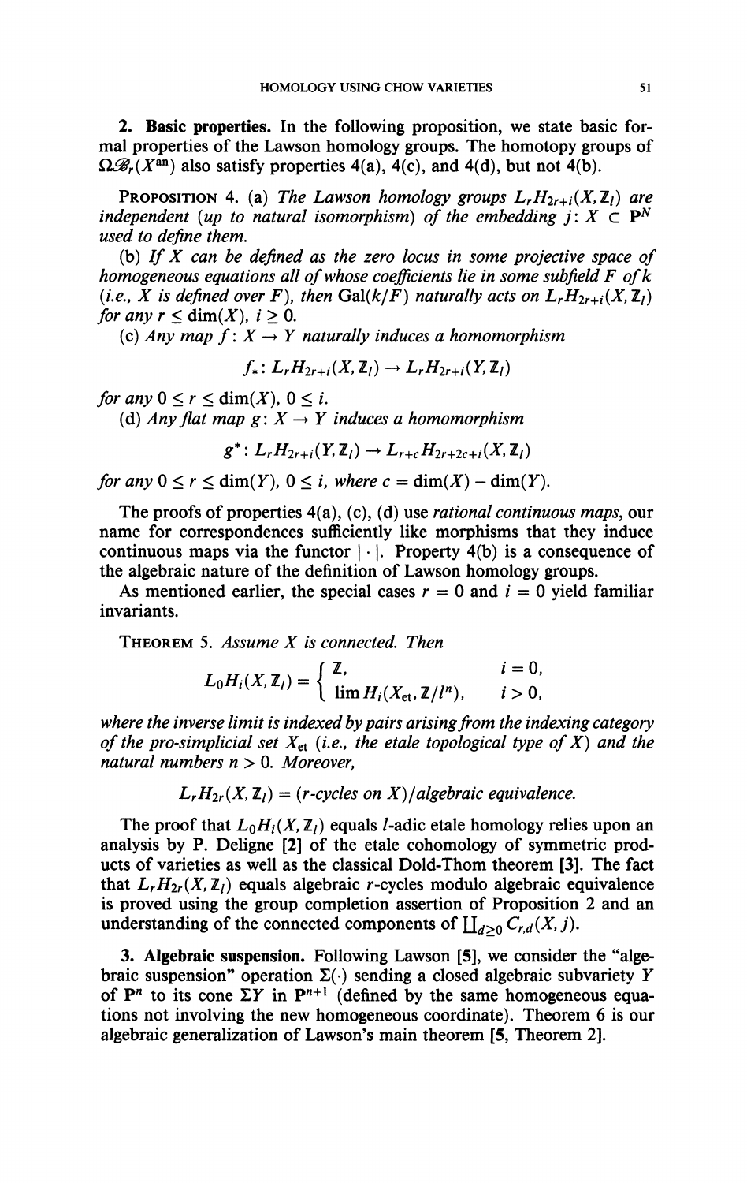## 2. Basic properties.

In the following proposition, we state basic formal properties of the Lawson homology groups. The homotopy groups of $\Omega\mathscr{B}_r(X^{\mathrm{an}})$ also satisfy properties 4(a), 4(c), and 4(d), but not 4(b).

PROPOSITION 4. (a) *The Lawson homology groups $L_rH_{2r+i}(X, \mathbf{Z}_l)$ are independent (up to natural isomorphism) of the embedding $j: X \subset \mathbf{P}^N$ used to define them.*

(b) *If $X$ can be defined as the zero locus in some projective space of homogeneous equations all of whose coefficients lie in some subfield $F$ of $k$ (i.e., $X$ is defined over $F$), then $\mathrm{Gal}(k/F)$ naturally acts on $L_rH_{2r+i}(X, \mathbf{Z}_l)$ for any $r \leq \dim(X)$, $i \geq 0$.*

(c) *Any map $f: X \to Y$ naturally induces a homomorphism*

$$f_*: L_rH_{2r+i}(X, \mathbf{Z}_l) \to L_rH_{2r+i}(Y, \mathbf{Z}_l)$$

*for any $0 \leq r \leq \dim(X)$, $0 \leq i$.*

(d) *Any flat map $g: X \to Y$ induces a homomorphism*

$$g^*: L_rH_{2r+i}(Y, \mathbf{Z}_l) \to L_{r+c}H_{2r+2c+i}(X, \mathbf{Z}_l)$$

*for any $0 \leq r \leq \dim(Y)$, $0 \leq i$, where $c = \dim(X) - \dim(Y)$.*

The proofs of properties 4(a), (c), (d) use *rational continuous maps*, our name for correspondences sufficiently like morphisms that they induce continuous maps via the functor $|\cdot|$. Property 4(b) is a consequence of the algebraic nature of the definition of Lawson homology groups.

As mentioned earlier, the special cases $r = 0$ and $i = 0$ yield familiar invariants.

THEOREM 5. *Assume $X$ is connected. Then*

$$L_0H_i(X, \mathbf{Z}_l) = \begin{cases} \mathbf{Z}, & i = 0, \\ \lim H_i(X_{\mathrm{et}}, \mathbf{Z}/l^n), & i > 0, \end{cases}$$

*where the inverse limit is indexed by pairs arising from the indexing category of the pro-simplicial set $X_{\mathrm{et}}$ (i.e., the etale topological type of $X$) and the natural numbers $n > 0$. Moreover,*

$$L_rH_{2r}(X, \mathbf{Z}_l) = (r\text{-cycles on } X)/\text{algebraic equivalence}.$$

The proof that $L_0H_i(X, \mathbf{Z}_l)$ equals $l$-adic etale homology relies upon an analysis by P. Deligne [2] of the etale cohomology of symmetric products of varieties as well as the classical Dold-Thom theorem [3]. The fact that $L_rH_{2r}(X, \mathbf{Z}_l)$ equals algebraic $r$-cycles modulo algebraic equivalence is proved using the group completion assertion of Proposition 2 and an understanding of the connected components of $\coprod_{d \geq 0} C_{r,d}(X, j)$.

## 3. Algebraic suspension.

Following Lawson [5], we consider the "algebraic suspension" operation $\Sigma(\cdot)$ sending a closed algebraic subvariety $Y$ of $\mathbf{P}^n$ to its cone $\Sigma Y$ in $\mathbf{P}^{n+1}$ (defined by the same homogeneous equations not involving the new homogeneous coordinate). Theorem 6 is our algebraic generalization of Lawson's main theorem [5, Theorem 2].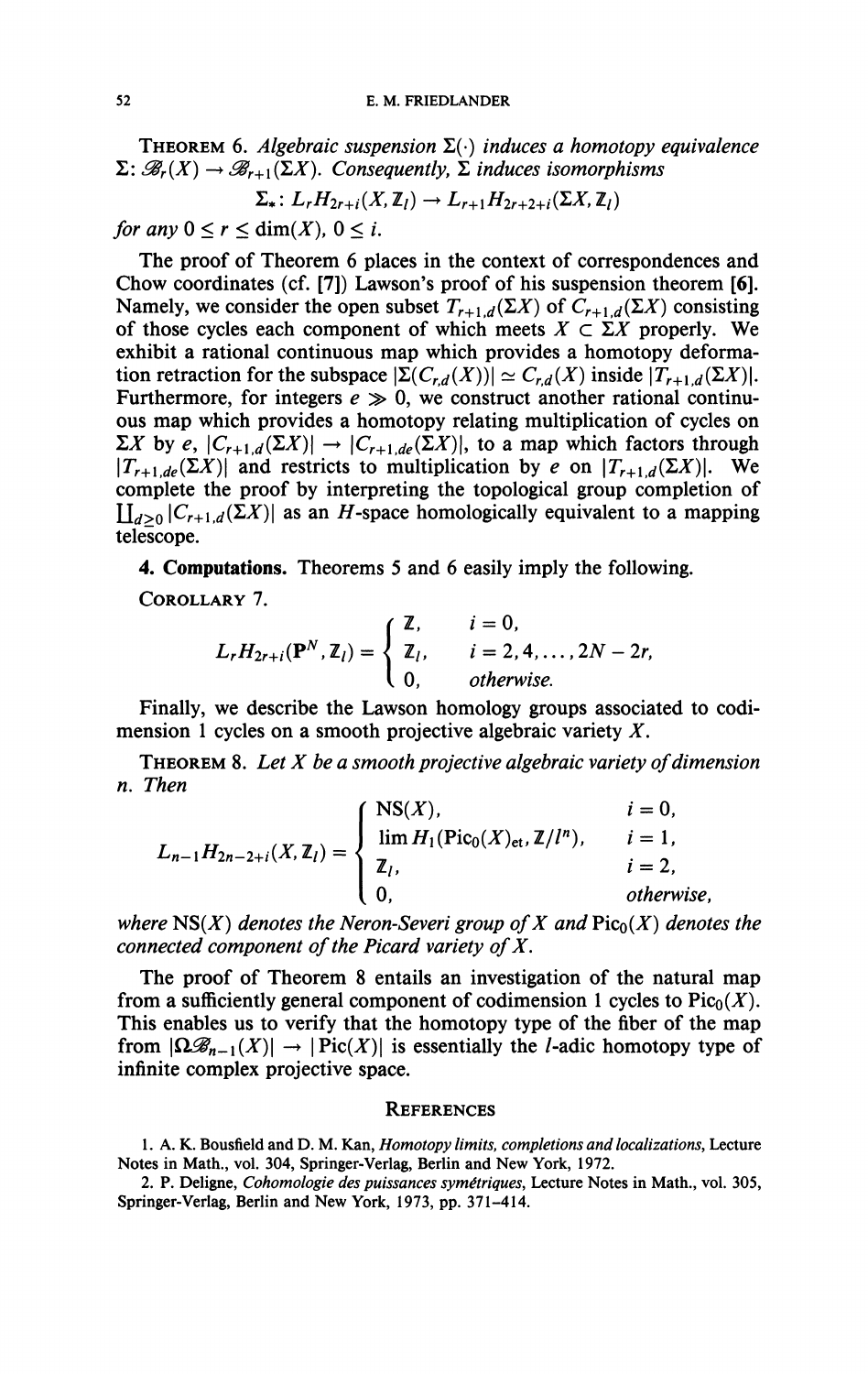**Theorem 6.** *Algebraic suspension $\Sigma(\cdot)$ induces a homotopy equivalence $\Sigma\colon \mathscr{B}_r(X) \to \mathscr{B}_{r+1}(\Sigma X)$. Consequently, $\Sigma$ induces isomorphisms*

$$\Sigma_*\colon L_rH_{2r+i}(X, \mathbf{Z}_l) \to L_{r+1}H_{2r+2+i}(\Sigma X, \mathbf{Z}_l)$$

*for any $0 \leq r \leq \dim(X)$, $0 \leq i$.*

The proof of Theorem 6 places in the context of correspondences and Chow coordinates (cf. [7]) Lawson's proof of his suspension theorem [6]. Namely, we consider the open subset $T_{r+1,d}(\Sigma X)$ of $C_{r+1,d}(\Sigma X)$ consisting of those cycles each component of which meets $X \subset \Sigma X$ properly. We exhibit a rational continuous map which provides a homotopy deformation retraction for the subspace $|\Sigma(C_{r,d}(X))| \simeq C_{r,d}(X)$ inside $|T_{r+1,d}(\Sigma X)|$. Furthermore, for integers $e \gg 0$, we construct another rational continuous map which provides a homotopy relating multiplication of cycles on $\Sigma X$ by $e$, $|C_{r+1,d}(\Sigma X)| \to |C_{r+1,de}(\Sigma X)|$, to a map which factors through $|T_{r+1,de}(\Sigma X)|$ and restricts to multiplication by $e$ on $|T_{r+1,d}(\Sigma X)|$. We complete the proof by interpreting the topological group completion of $\coprod_{d \geq 0} |C_{r+1,d}(\Sigma X)|$ as an $H$-space homologically equivalent to a mapping telescope.

**4. Computations.** Theorems 5 and 6 easily imply the following.

**Corollary 7.**

$$L_rH_{2r+i}(\mathbf{P}^N, \mathbf{Z}_l) = \begin{cases} \mathbf{Z}, & i = 0, \\ \mathbf{Z}_l, & i = 2, 4, \ldots, 2N - 2r, \\ 0, & \text{otherwise.} \end{cases}$$

Finally, we describe the Lawson homology groups associated to codimension 1 cycles on a smooth projective algebraic variety $X$.

**Theorem 8.** *Let $X$ be a smooth projective algebraic variety of dimension $n$. Then*

$$L_{n-1}H_{2n-2+i}(X, \mathbf{Z}_l) = \begin{cases} \mathrm{NS}(X), & i = 0, \\ \lim H_1(\mathrm{Pic}_0(X)_{\mathrm{et}}, \mathbf{Z}/l^n), & i = 1, \\ \mathbf{Z}_l, & i = 2, \\ 0, & \text{otherwise,} \end{cases}$$

*where $\mathrm{NS}(X)$ denotes the Neron-Severi group of $X$ and $\mathrm{Pic}_0(X)$ denotes the connected component of the Picard variety of $X$.*

The proof of Theorem 8 entails an investigation of the natural map from a sufficiently general component of codimension 1 cycles to $\mathrm{Pic}_0(X)$. This enables us to verify that the homotopy type of the fiber of the map from $|\Omega\mathscr{B}_{n-1}(X)| \to |\mathrm{Pic}(X)|$ is essentially the $l$-adic homotopy type of infinite complex projective space.

## References

1. A. K. Bousfield and D. M. Kan, *Homotopy limits, completions and localizations*, Lecture Notes in Math., vol. 304, Springer-Verlag, Berlin and New York, 1972.

2. P. Deligne, *Cohomologie des puissances symétriques*, Lecture Notes in Math., vol. 305, Springer-Verlag, Berlin and New York, 1973, pp. 371–414.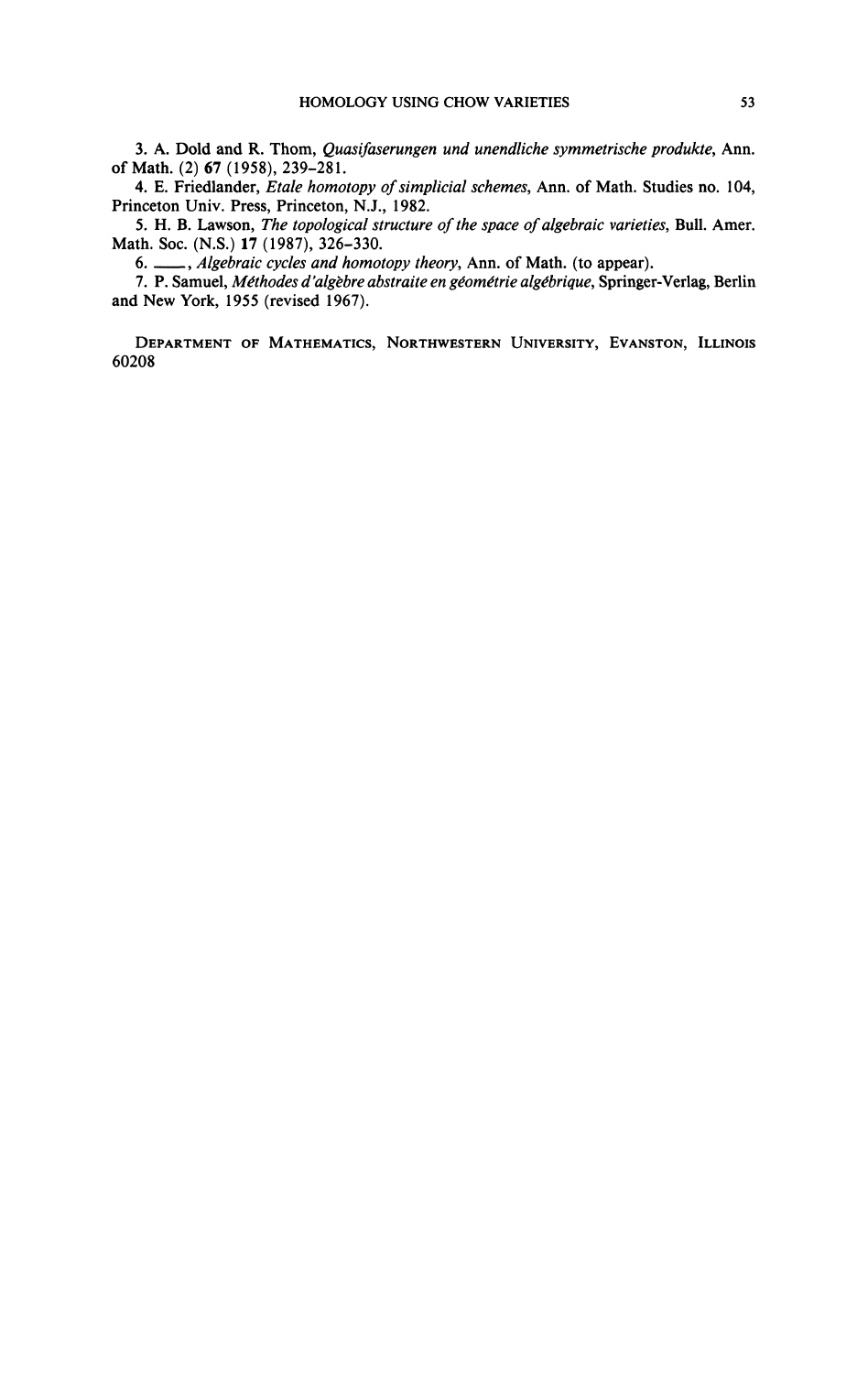3. A. Dold and R. Thom, *Quasifaserungen und unendliche symmetrische produkte*, Ann. of Math. (2) **67** (1958), 239–281.

4. E. Friedlander, *Etale homotopy of simplicial schemes*, Ann. of Math. Studies no. 104, Princeton Univ. Press, Princeton, N.J., 1982.

5. H. B. Lawson, *The topological structure of the space of algebraic varieties*, Bull. Amer. Math. Soc. (N.S.) **17** (1987), 326–330.

6. ——, *Algebraic cycles and homotopy theory*, Ann. of Math. (to appear).

7. P. Samuel, *Méthodes d'algèbre abstraite en géométrie algébrique*, Springer-Verlag, Berlin and New York, 1955 (revised 1967).

Department of Mathematics, Northwestern University, Evanston, Illinois 60208